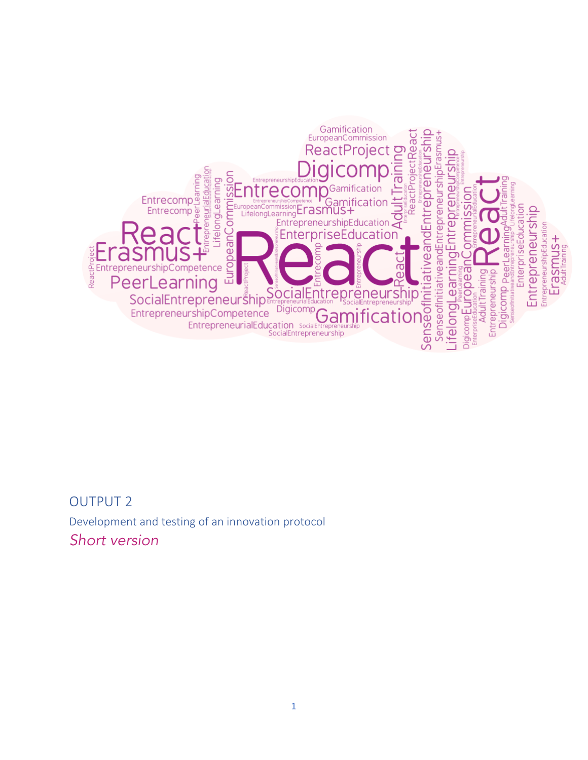# OUTPUT 2

## Development and testing of an innovation protocol

*Short version*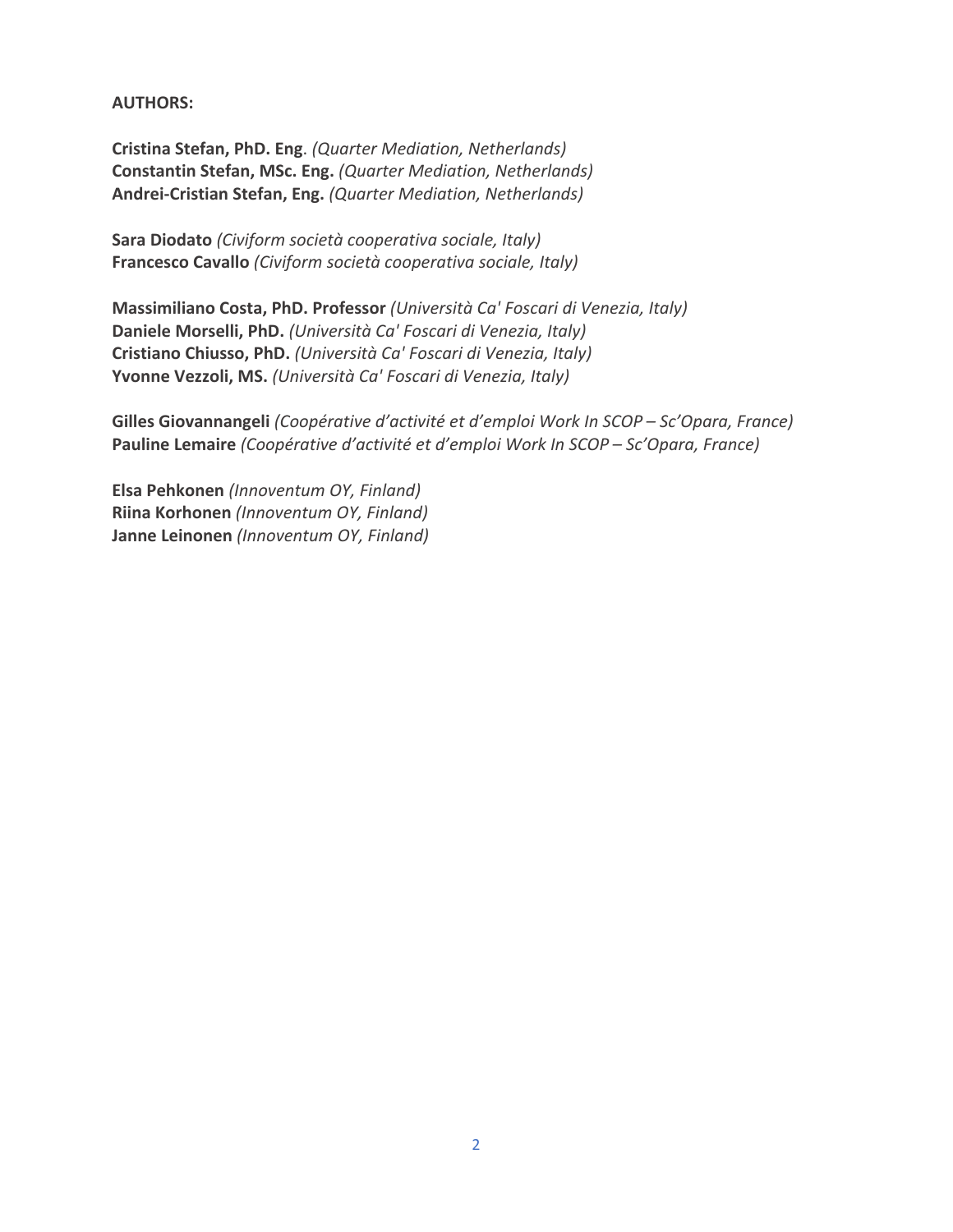**AUTHORS:**

**Cristina Stefan, PhD. Eng**. *(Quarter Mediation, Netherlands)*
**Constantin Stefan, MSc. Eng.** *(Quarter Mediation, Netherlands)*
**Andrei-Cristian Stefan, Eng.** *(Quarter Mediation, Netherlands)*

**Sara Diodato** *(Civiform società cooperativa sociale, Italy)*
**Francesco Cavallo** *(Civiform società cooperativa sociale, Italy)*

**Massimiliano Costa, PhD. Professor** *(Università Ca' Foscari di Venezia, Italy)*
**Daniele Morselli, PhD.** *(Università Ca' Foscari di Venezia, Italy)*
**Cristiano Chiusso, PhD.** *(Università Ca' Foscari di Venezia, Italy)*
**Yvonne Vezzoli, MS.** *(Università Ca' Foscari di Venezia, Italy)*

**Gilles Giovannangeli** *(Coopérative d'activité et d'emploi Work In SCOP – Sc'Opara, France)*
**Pauline Lemaire** *(Coopérative d'activité et d'emploi Work In SCOP – Sc'Opara, France)*

**Elsa Pehkonen** *(Innoventum OY, Finland)*
**Riina Korhonen** *(Innoventum OY, Finland)*
**Janne Leinonen** *(Innoventum OY, Finland)*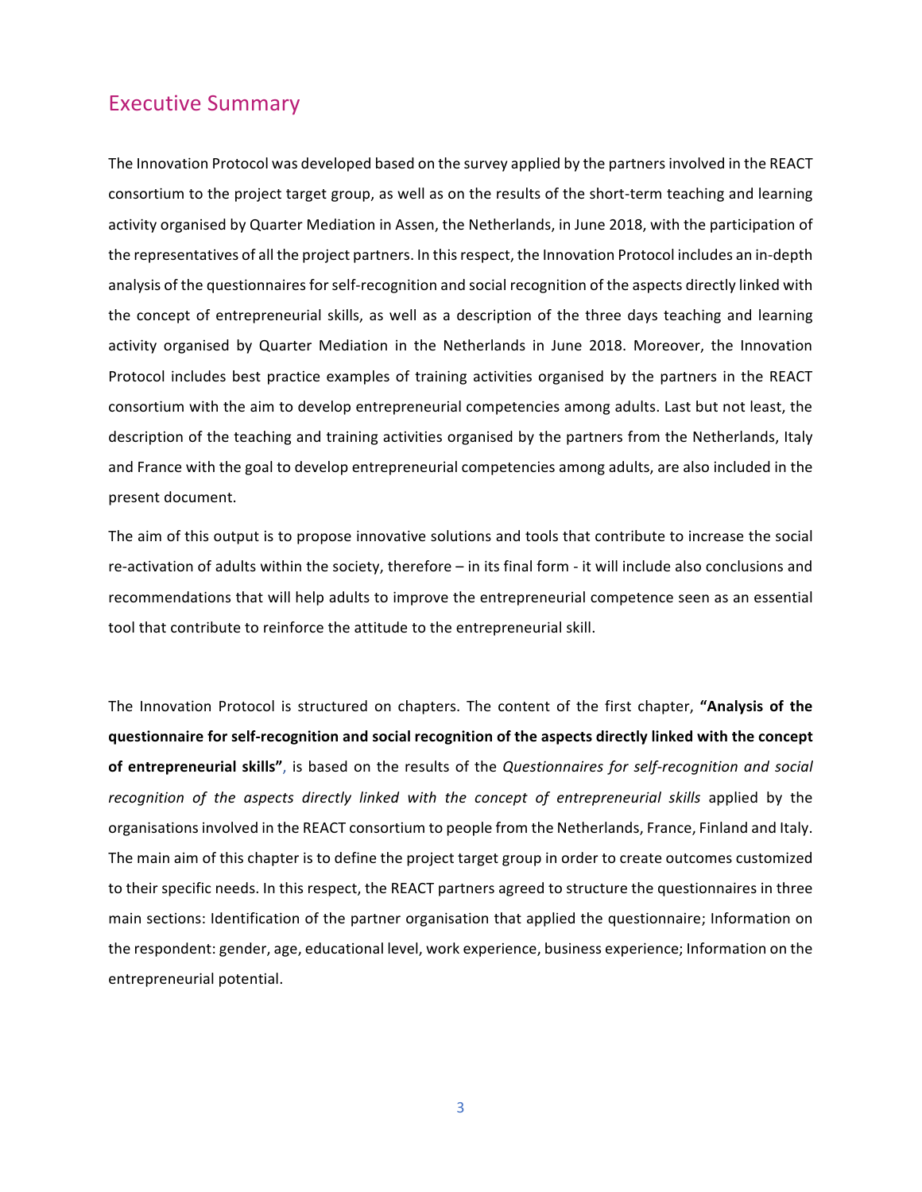## Executive Summary

The Innovation Protocol was developed based on the survey applied by the partners involved in the REACT consortium to the project target group, as well as on the results of the short-term teaching and learning activity organised by Quarter Mediation in Assen, the Netherlands, in June 2018, with the participation of the representatives of all the project partners. In this respect, the Innovation Protocol includes an in-depth analysis of the questionnaires for self-recognition and social recognition of the aspects directly linked with the concept of entrepreneurial skills, as well as a description of the three days teaching and learning activity organised by Quarter Mediation in the Netherlands in June 2018. Moreover, the Innovation Protocol includes best practice examples of training activities organised by the partners in the REACT consortium with the aim to develop entrepreneurial competencies among adults. Last but not least, the description of the teaching and training activities organised by the partners from the Netherlands, Italy and France with the goal to develop entrepreneurial competencies among adults, are also included in the present document.

The aim of this output is to propose innovative solutions and tools that contribute to increase the social re-activation of adults within the society, therefore – in its final form - it will include also conclusions and recommendations that will help adults to improve the entrepreneurial competence seen as an essential tool that contribute to reinforce the attitude to the entrepreneurial skill.

The Innovation Protocol is structured on chapters. The content of the first chapter, **"Analysis of the questionnaire for self-recognition and social recognition of the aspects directly linked with the concept of entrepreneurial skills"**, is based on the results of the *Questionnaires for self-recognition and social recognition of the aspects directly linked with the concept of entrepreneurial skills* applied by the organisations involved in the REACT consortium to people from the Netherlands, France, Finland and Italy. The main aim of this chapter is to define the project target group in order to create outcomes customized to their specific needs. In this respect, the REACT partners agreed to structure the questionnaires in three main sections: Identification of the partner organisation that applied the questionnaire; Information on the respondent: gender, age, educational level, work experience, business experience; Information on the entrepreneurial potential.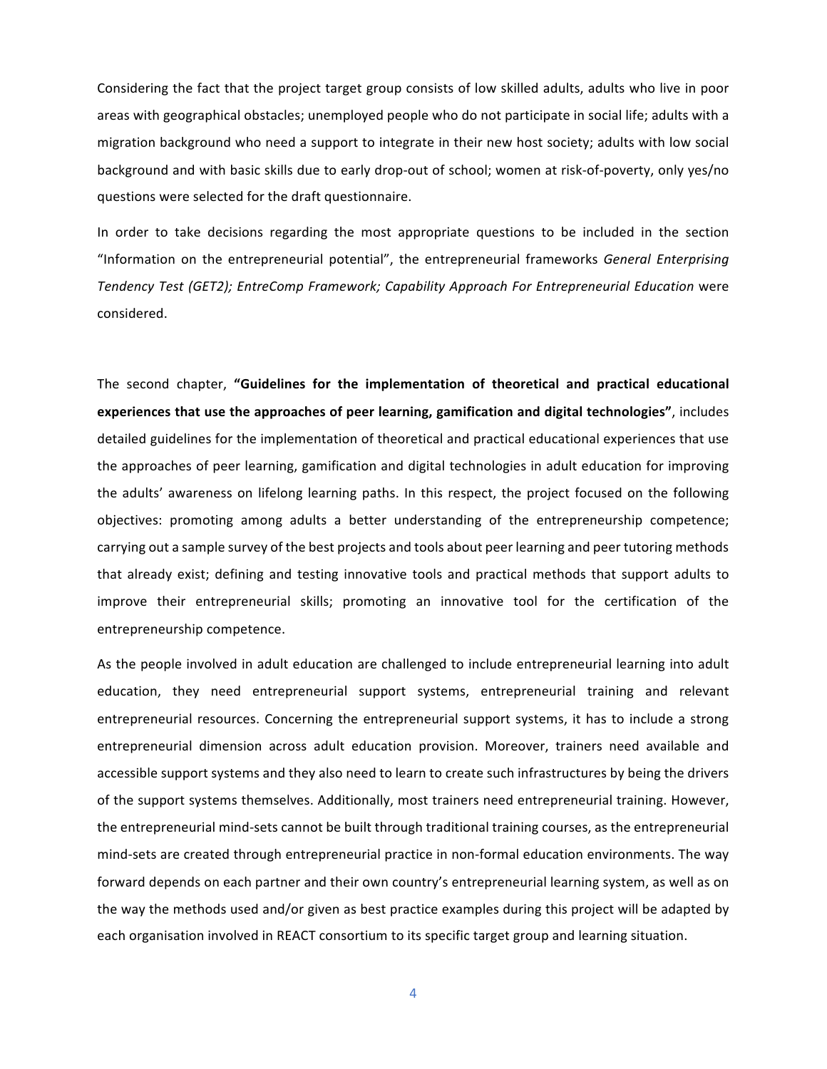Considering the fact that the project target group consists of low skilled adults, adults who live in poor areas with geographical obstacles; unemployed people who do not participate in social life; adults with a migration background who need a support to integrate in their new host society; adults with low social background and with basic skills due to early drop-out of school; women at risk-of-poverty, only yes/no questions were selected for the draft questionnaire.

In order to take decisions regarding the most appropriate questions to be included in the section "Information on the entrepreneurial potential", the entrepreneurial frameworks *General Enterprising Tendency Test (GET2); EntreComp Framework; Capability Approach For Entrepreneurial Education* were considered.

The second chapter, **"Guidelines for the implementation of theoretical and practical educational experiences that use the approaches of peer learning, gamification and digital technologies"**, includes detailed guidelines for the implementation of theoretical and practical educational experiences that use the approaches of peer learning, gamification and digital technologies in adult education for improving the adults' awareness on lifelong learning paths. In this respect, the project focused on the following objectives: promoting among adults a better understanding of the entrepreneurship competence; carrying out a sample survey of the best projects and tools about peer learning and peer tutoring methods that already exist; defining and testing innovative tools and practical methods that support adults to improve their entrepreneurial skills; promoting an innovative tool for the certification of the entrepreneurship competence.

As the people involved in adult education are challenged to include entrepreneurial learning into adult education, they need entrepreneurial support systems, entrepreneurial training and relevant entrepreneurial resources. Concerning the entrepreneurial support systems, it has to include a strong entrepreneurial dimension across adult education provision. Moreover, trainers need available and accessible support systems and they also need to learn to create such infrastructures by being the drivers of the support systems themselves. Additionally, most trainers need entrepreneurial training. However, the entrepreneurial mind-sets cannot be built through traditional training courses, as the entrepreneurial mind-sets are created through entrepreneurial practice in non-formal education environments. The way forward depends on each partner and their own country's entrepreneurial learning system, as well as on the way the methods used and/or given as best practice examples during this project will be adapted by each organisation involved in REACT consortium to its specific target group and learning situation.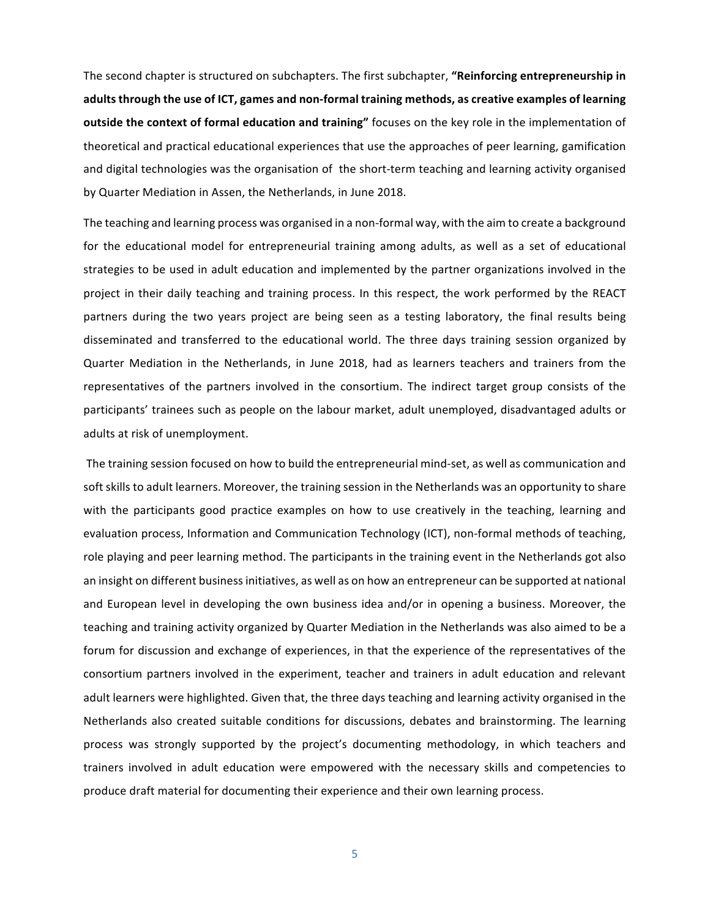The second chapter is structured on subchapters. The first subchapter, **"Reinforcing entrepreneurship in adults through the use of ICT, games and non-formal training methods, as creative examples of learning outside the context of formal education and training"** focuses on the key role in the implementation of theoretical and practical educational experiences that use the approaches of peer learning, gamification and digital technologies was the organisation of the short-term teaching and learning activity organised by Quarter Mediation in Assen, the Netherlands, in June 2018.

The teaching and learning process was organised in a non-formal way, with the aim to create a background for the educational model for entrepreneurial training among adults, as well as a set of educational strategies to be used in adult education and implemented by the partner organizations involved in the project in their daily teaching and training process. In this respect, the work performed by the REACT partners during the two years project are being seen as a testing laboratory, the final results being disseminated and transferred to the educational world. The three days training session organized by Quarter Mediation in the Netherlands, in June 2018, had as learners teachers and trainers from the representatives of the partners involved in the consortium. The indirect target group consists of the participants' trainees such as people on the labour market, adult unemployed, disadvantaged adults or adults at risk of unemployment.

The training session focused on how to build the entrepreneurial mind-set, as well as communication and soft skills to adult learners. Moreover, the training session in the Netherlands was an opportunity to share with the participants good practice examples on how to use creatively in the teaching, learning and evaluation process, Information and Communication Technology (ICT), non-formal methods of teaching, role playing and peer learning method. The participants in the training event in the Netherlands got also an insight on different business initiatives, as well as on how an entrepreneur can be supported at national and European level in developing the own business idea and/or in opening a business. Moreover, the teaching and training activity organized by Quarter Mediation in the Netherlands was also aimed to be a forum for discussion and exchange of experiences, in that the experience of the representatives of the consortium partners involved in the experiment, teacher and trainers in adult education and relevant adult learners were highlighted. Given that, the three days teaching and learning activity organised in the Netherlands also created suitable conditions for discussions, debates and brainstorming. The learning process was strongly supported by the project's documenting methodology, in which teachers and trainers involved in adult education were empowered with the necessary skills and competencies to produce draft material for documenting their experience and their own learning process.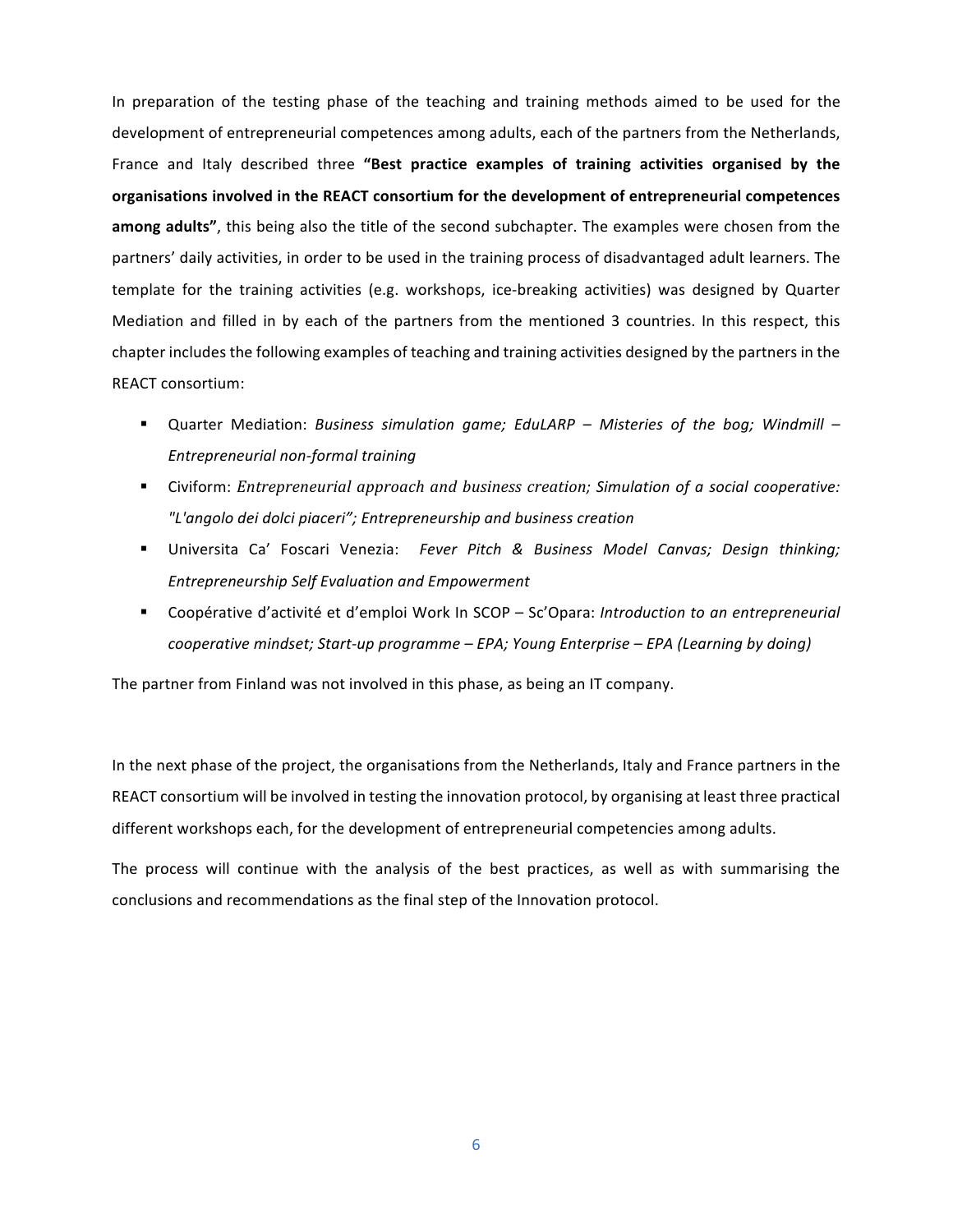In preparation of the testing phase of the teaching and training methods aimed to be used for the development of entrepreneurial competences among adults, each of the partners from the Netherlands, France and Italy described three **"Best practice examples of training activities organised by the organisations involved in the REACT consortium for the development of entrepreneurial competences among adults"**, this being also the title of the second subchapter. The examples were chosen from the partners' daily activities, in order to be used in the training process of disadvantaged adult learners. The template for the training activities (e.g. workshops, ice-breaking activities) was designed by Quarter Mediation and filled in by each of the partners from the mentioned 3 countries. In this respect, this chapter includes the following examples of teaching and training activities designed by the partners in the REACT consortium:

- Quarter Mediation: *Business simulation game; EduLARP – Misteries of the bog; Windmill – Entrepreneurial non-formal training*
- Civiform: *Entrepreneurial approach and business creation; Simulation of a social cooperative: "L'angolo dei dolci piaceri"; Entrepreneurship and business creation*
- Universita Ca' Foscari Venezia: *Fever Pitch & Business Model Canvas; Design thinking; Entrepreneurship Self Evaluation and Empowerment*
- Coopérative d'activité et d'emploi Work In SCOP – Sc'Opara: *Introduction to an entrepreneurial cooperative mindset; Start-up programme – EPA; Young Enterprise – EPA (Learning by doing)*

The partner from Finland was not involved in this phase, as being an IT company.

In the next phase of the project, the organisations from the Netherlands, Italy and France partners in the REACT consortium will be involved in testing the innovation protocol, by organising at least three practical different workshops each, for the development of entrepreneurial competencies among adults.

The process will continue with the analysis of the best practices, as well as with summarising the conclusions and recommendations as the final step of the Innovation protocol.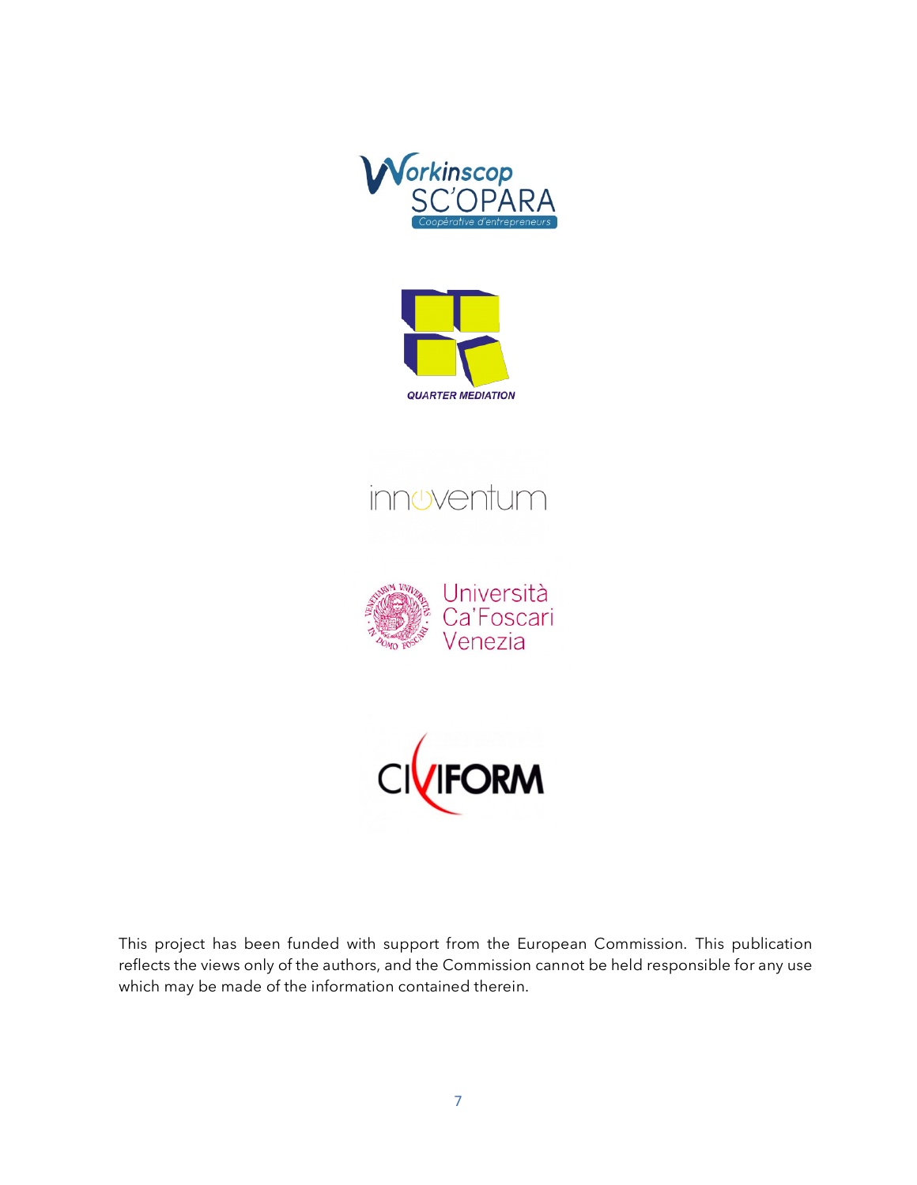Workinscop SC'OPARA
Coopérative d'entrepreneurs

QUARTER MEDIATION

innoventum

Università Ca'Foscari Venezia

CIVIFORM

This project has been funded with support from the European Commission. This publication reflects the views only of the authors, and the Commission cannot be held responsible for any use which may be made of the information contained therein.